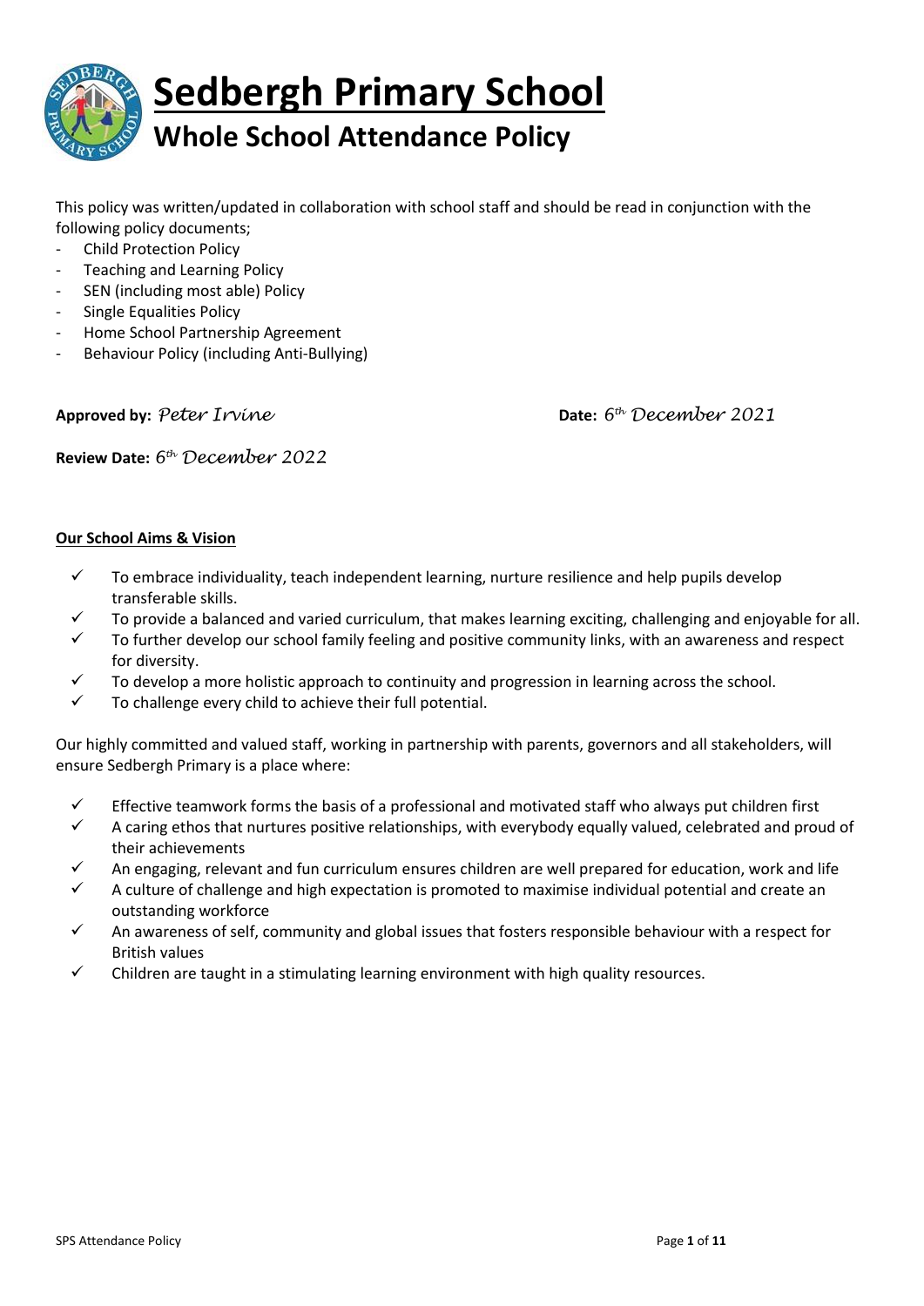# Sedbergh Primary School

## Whole School Attendance Policy

This policy was written/updated in collaboration with school staff and should be read in conjunction with the following policy documents;

- Child Protection Policy
- Teaching and Learning Policy
- SEN (including most able) Policy
- Single Equalities Policy
- Home School Partnership Agreement
- Behaviour Policy (including Anti-Bullying)

**Approved by:** *Peter Irvine* **Date:** *6th December 2021*

**Review Date:** *6th December 2022*

**Our School Aims & Vision**

- ✓ To embrace individuality, teach independent learning, nurture resilience and help pupils develop transferable skills.
- ✓ To provide a balanced and varied curriculum, that makes learning exciting, challenging and enjoyable for all.
- ✓ To further develop our school family feeling and positive community links, with an awareness and respect for diversity.
- ✓ To develop a more holistic approach to continuity and progression in learning across the school.
- ✓ To challenge every child to achieve their full potential.

Our highly committed and valued staff, working in partnership with parents, governors and all stakeholders, will ensure Sedbergh Primary is a place where:

- ✓ Effective teamwork forms the basis of a professional and motivated staff who always put children first
- ✓ A caring ethos that nurtures positive relationships, with everybody equally valued, celebrated and proud of their achievements
- ✓ An engaging, relevant and fun curriculum ensures children are well prepared for education, work and life
- ✓ A culture of challenge and high expectation is promoted to maximise individual potential and create an outstanding workforce
- ✓ An awareness of self, community and global issues that fosters responsible behaviour with a respect for British values
- ✓ Children are taught in a stimulating learning environment with high quality resources.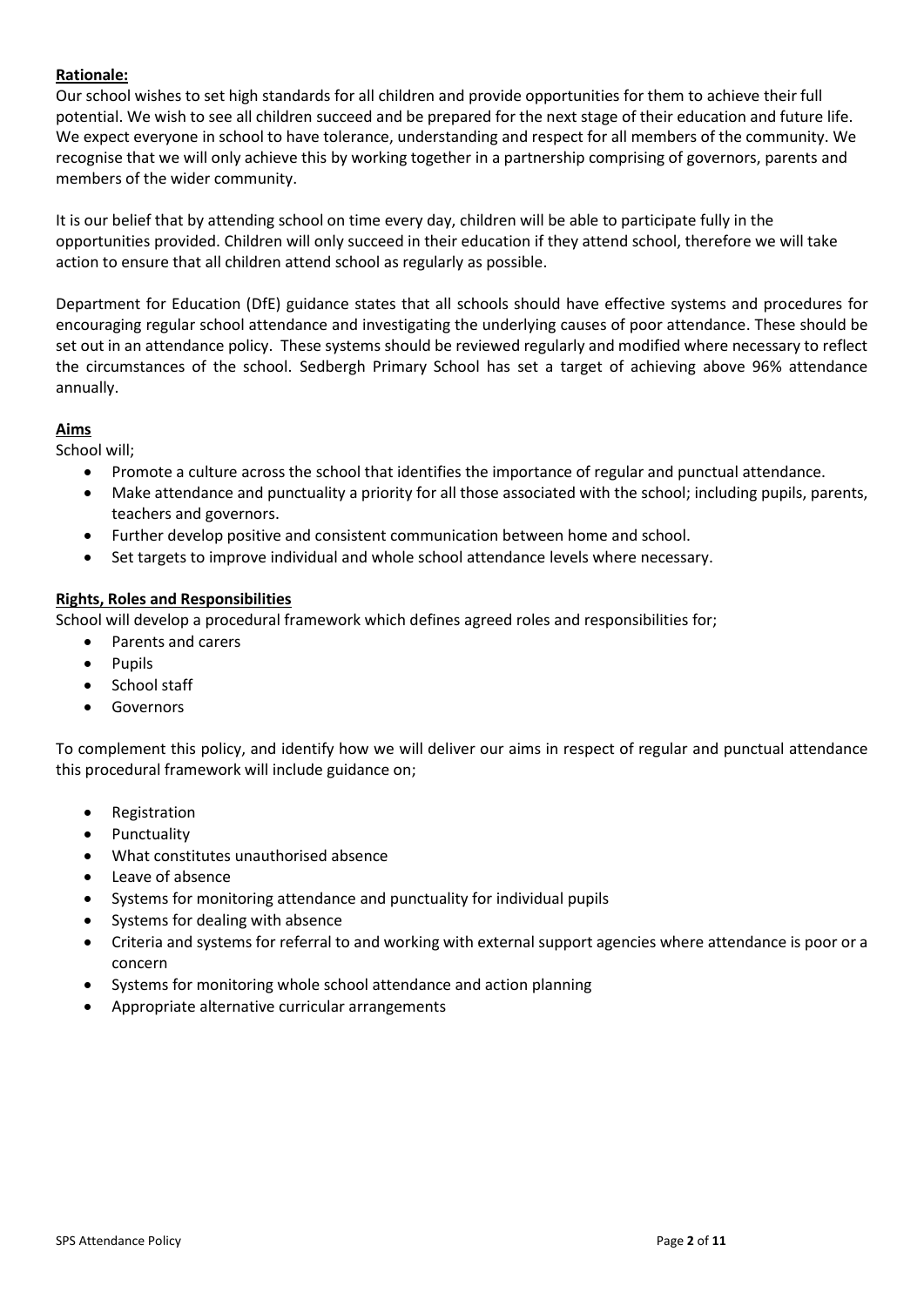**Rationale:**

Our school wishes to set high standards for all children and provide opportunities for them to achieve their full potential. We wish to see all children succeed and be prepared for the next stage of their education and future life. We expect everyone in school to have tolerance, understanding and respect for all members of the community. We recognise that we will only achieve this by working together in a partnership comprising of governors, parents and members of the wider community.

It is our belief that by attending school on time every day, children will be able to participate fully in the opportunities provided. Children will only succeed in their education if they attend school, therefore we will take action to ensure that all children attend school as regularly as possible.

Department for Education (DfE) guidance states that all schools should have effective systems and procedures for encouraging regular school attendance and investigating the underlying causes of poor attendance. These should be set out in an attendance policy. These systems should be reviewed regularly and modified where necessary to reflect the circumstances of the school. Sedbergh Primary School has set a target of achieving above 96% attendance annually.

**Aims**

School will;

- Promote a culture across the school that identifies the importance of regular and punctual attendance.
- Make attendance and punctuality a priority for all those associated with the school; including pupils, parents, teachers and governors.
- Further develop positive and consistent communication between home and school.
- Set targets to improve individual and whole school attendance levels where necessary.

**Rights, Roles and Responsibilities**

School will develop a procedural framework which defines agreed roles and responsibilities for;

- Parents and carers
- Pupils
- School staff
- Governors

To complement this policy, and identify how we will deliver our aims in respect of regular and punctual attendance this procedural framework will include guidance on;

- Registration
- Punctuality
- What constitutes unauthorised absence
- Leave of absence
- Systems for monitoring attendance and punctuality for individual pupils
- Systems for dealing with absence
- Criteria and systems for referral to and working with external support agencies where attendance is poor or a concern
- Systems for monitoring whole school attendance and action planning
- Appropriate alternative curricular arrangements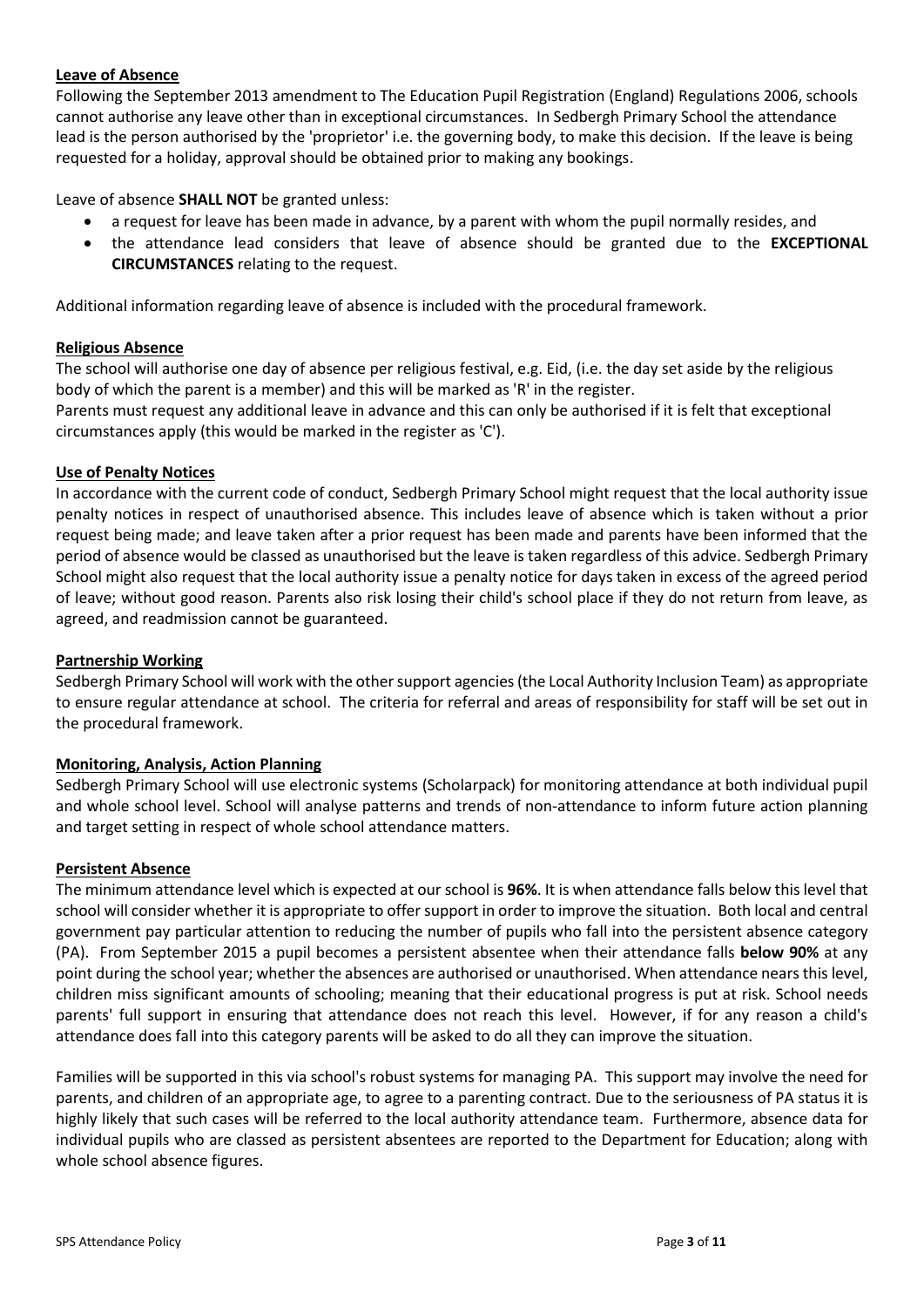**Leave of Absence**

Following the September 2013 amendment to The Education Pupil Registration (England) Regulations 2006, schools cannot authorise any leave other than in exceptional circumstances. In Sedbergh Primary School the attendance lead is the person authorised by the 'proprietor' i.e. the governing body, to make this decision. If the leave is being requested for a holiday, approval should be obtained prior to making any bookings.

Leave of absence **SHALL NOT** be granted unless:

- a request for leave has been made in advance, by a parent with whom the pupil normally resides, and
- the attendance lead considers that leave of absence should be granted due to the **EXCEPTIONAL CIRCUMSTANCES** relating to the request.

Additional information regarding leave of absence is included with the procedural framework.

**Religious Absence**

The school will authorise one day of absence per religious festival, e.g. Eid, (i.e. the day set aside by the religious body of which the parent is a member) and this will be marked as 'R' in the register.
Parents must request any additional leave in advance and this can only be authorised if it is felt that exceptional circumstances apply (this would be marked in the register as 'C').

**Use of Penalty Notices**

In accordance with the current code of conduct, Sedbergh Primary School might request that the local authority issue penalty notices in respect of unauthorised absence. This includes leave of absence which is taken without a prior request being made; and leave taken after a prior request has been made and parents have been informed that the period of absence would be classed as unauthorised but the leave is taken regardless of this advice. Sedbergh Primary School might also request that the local authority issue a penalty notice for days taken in excess of the agreed period of leave; without good reason. Parents also risk losing their child's school place if they do not return from leave, as agreed, and readmission cannot be guaranteed.

**Partnership Working**

Sedbergh Primary School will work with the other support agencies (the Local Authority Inclusion Team) as appropriate to ensure regular attendance at school. The criteria for referral and areas of responsibility for staff will be set out in the procedural framework.

**Monitoring, Analysis, Action Planning**

Sedbergh Primary School will use electronic systems (Scholarpack) for monitoring attendance at both individual pupil and whole school level. School will analyse patterns and trends of non-attendance to inform future action planning and target setting in respect of whole school attendance matters.

**Persistent Absence**

The minimum attendance level which is expected at our school is **96%**. It is when attendance falls below this level that school will consider whether it is appropriate to offer support in order to improve the situation. Both local and central government pay particular attention to reducing the number of pupils who fall into the persistent absence category (PA). From September 2015 a pupil becomes a persistent absentee when their attendance falls **below 90%** at any point during the school year; whether the absences are authorised or unauthorised. When attendance nears this level, children miss significant amounts of schooling; meaning that their educational progress is put at risk. School needs parents' full support in ensuring that attendance does not reach this level. However, if for any reason a child's attendance does fall into this category parents will be asked to do all they can improve the situation.

Families will be supported in this via school's robust systems for managing PA. This support may involve the need for parents, and children of an appropriate age, to agree to a parenting contract. Due to the seriousness of PA status it is highly likely that such cases will be referred to the local authority attendance team. Furthermore, absence data for individual pupils who are classed as persistent absentees are reported to the Department for Education; along with whole school absence figures.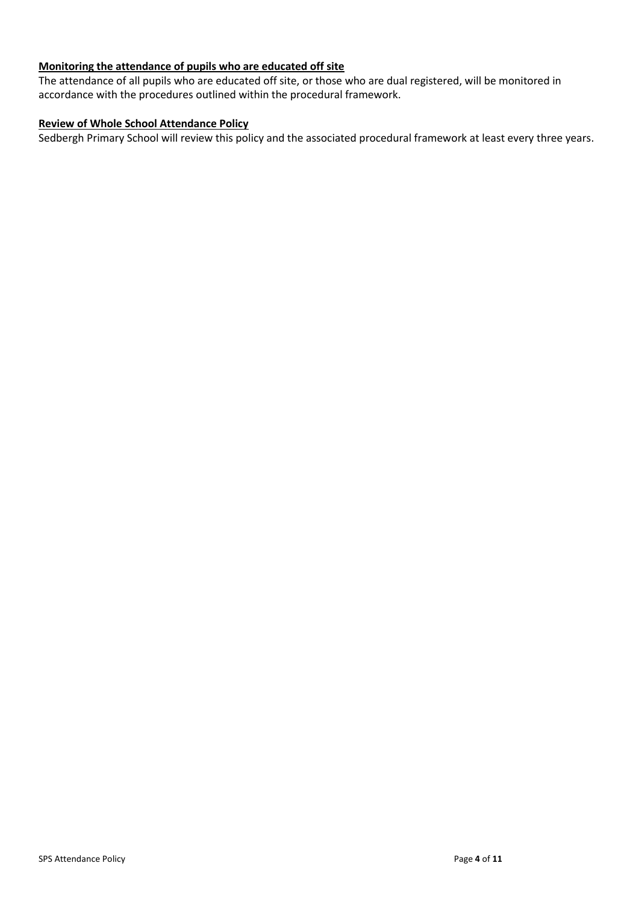**Monitoring the attendance of pupils who are educated off site**

The attendance of all pupils who are educated off site, or those who are dual registered, will be monitored in accordance with the procedures outlined within the procedural framework.

**Review of Whole School Attendance Policy**

Sedbergh Primary School will review this policy and the associated procedural framework at least every three years.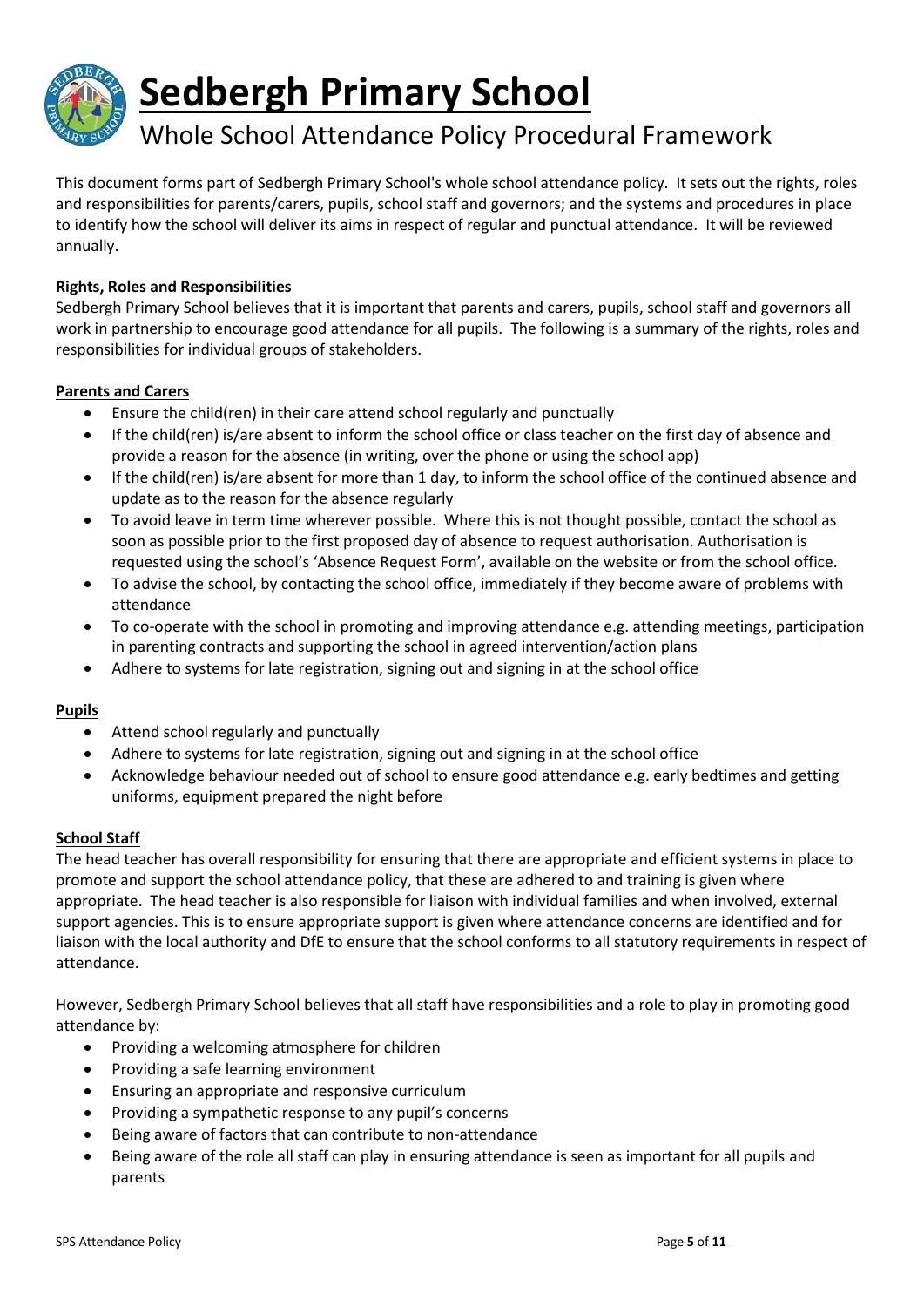# Sedbergh Primary School

## Whole School Attendance Policy Procedural Framework

This document forms part of Sedbergh Primary School's whole school attendance policy. It sets out the rights, roles and responsibilities for parents/carers, pupils, school staff and governors; and the systems and procedures in place to identify how the school will deliver its aims in respect of regular and punctual attendance. It will be reviewed annually.

### Rights, Roles and Responsibilities

Sedbergh Primary School believes that it is important that parents and carers, pupils, school staff and governors all work in partnership to encourage good attendance for all pupils. The following is a summary of the rights, roles and responsibilities for individual groups of stakeholders.

### Parents and Carers

- Ensure the child(ren) in their care attend school regularly and punctually
- If the child(ren) is/are absent to inform the school office or class teacher on the first day of absence and provide a reason for the absence (in writing, over the phone or using the school app)
- If the child(ren) is/are absent for more than 1 day, to inform the school office of the continued absence and update as to the reason for the absence regularly
- To avoid leave in term time wherever possible. Where this is not thought possible, contact the school as soon as possible prior to the first proposed day of absence to request authorisation. Authorisation is requested using the school's 'Absence Request Form', available on the website or from the school office.
- To advise the school, by contacting the school office, immediately if they become aware of problems with attendance
- To co-operate with the school in promoting and improving attendance e.g. attending meetings, participation in parenting contracts and supporting the school in agreed intervention/action plans
- Adhere to systems for late registration, signing out and signing in at the school office

### Pupils

- Attend school regularly and punctually
- Adhere to systems for late registration, signing out and signing in at the school office
- Acknowledge behaviour needed out of school to ensure good attendance e.g. early bedtimes and getting uniforms, equipment prepared the night before

### School Staff

The head teacher has overall responsibility for ensuring that there are appropriate and efficient systems in place to promote and support the school attendance policy, that these are adhered to and training is given where appropriate. The head teacher is also responsible for liaison with individual families and when involved, external support agencies. This is to ensure appropriate support is given where attendance concerns are identified and for liaison with the local authority and DfE to ensure that the school conforms to all statutory requirements in respect of attendance.

However, Sedbergh Primary School believes that all staff have responsibilities and a role to play in promoting good attendance by:

- Providing a welcoming atmosphere for children
- Providing a safe learning environment
- Ensuring an appropriate and responsive curriculum
- Providing a sympathetic response to any pupil's concerns
- Being aware of factors that can contribute to non-attendance
- Being aware of the role all staff can play in ensuring attendance is seen as important for all pupils and parents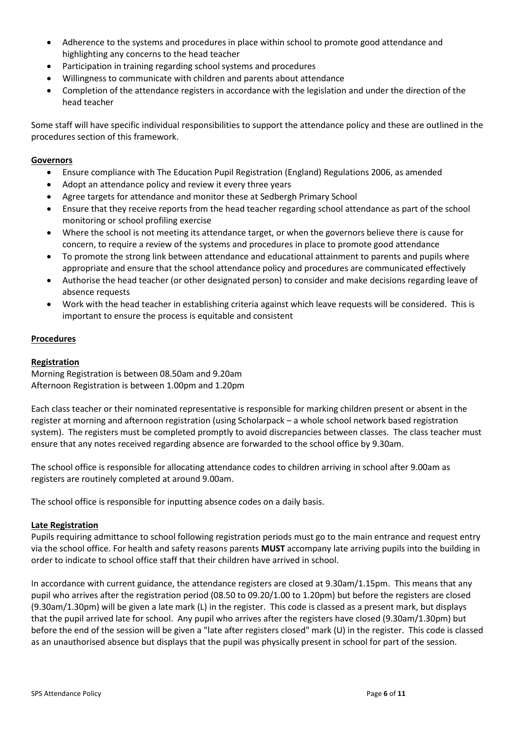- Adherence to the systems and procedures in place within school to promote good attendance and highlighting any concerns to the head teacher
- Participation in training regarding school systems and procedures
- Willingness to communicate with children and parents about attendance
- Completion of the attendance registers in accordance with the legislation and under the direction of the head teacher

Some staff will have specific individual responsibilities to support the attendance policy and these are outlined in the procedures section of this framework.

**Governors**

- Ensure compliance with The Education Pupil Registration (England) Regulations 2006, as amended
- Adopt an attendance policy and review it every three years
- Agree targets for attendance and monitor these at Sedbergh Primary School
- Ensure that they receive reports from the head teacher regarding school attendance as part of the school monitoring or school profiling exercise
- Where the school is not meeting its attendance target, or when the governors believe there is cause for concern, to require a review of the systems and procedures in place to promote good attendance
- To promote the strong link between attendance and educational attainment to parents and pupils where appropriate and ensure that the school attendance policy and procedures are communicated effectively
- Authorise the head teacher (or other designated person) to consider and make decisions regarding leave of absence requests
- Work with the head teacher in establishing criteria against which leave requests will be considered. This is important to ensure the process is equitable and consistent

**Procedures**

**Registration**

Morning Registration is between 08.50am and 9.20am
Afternoon Registration is between 1.00pm and 1.20pm

Each class teacher or their nominated representative is responsible for marking children present or absent in the register at morning and afternoon registration (using Scholarpack – a whole school network based registration system). The registers must be completed promptly to avoid discrepancies between classes. The class teacher must ensure that any notes received regarding absence are forwarded to the school office by 9.30am.

The school office is responsible for allocating attendance codes to children arriving in school after 9.00am as registers are routinely completed at around 9.00am.

The school office is responsible for inputting absence codes on a daily basis.

**Late Registration**

Pupils requiring admittance to school following registration periods must go to the main entrance and request entry via the school office. For health and safety reasons parents **MUST** accompany late arriving pupils into the building in order to indicate to school office staff that their children have arrived in school.

In accordance with current guidance, the attendance registers are closed at 9.30am/1.15pm. This means that any pupil who arrives after the registration period (08.50 to 09.20/1.00 to 1.20pm) but before the registers are closed (9.30am/1.30pm) will be given a late mark (L) in the register. This code is classed as a present mark, but displays that the pupil arrived late for school. Any pupil who arrives after the registers have closed (9.30am/1.30pm) but before the end of the session will be given a "late after registers closed" mark (U) in the register. This code is classed as an unauthorised absence but displays that the pupil was physically present in school for part of the session.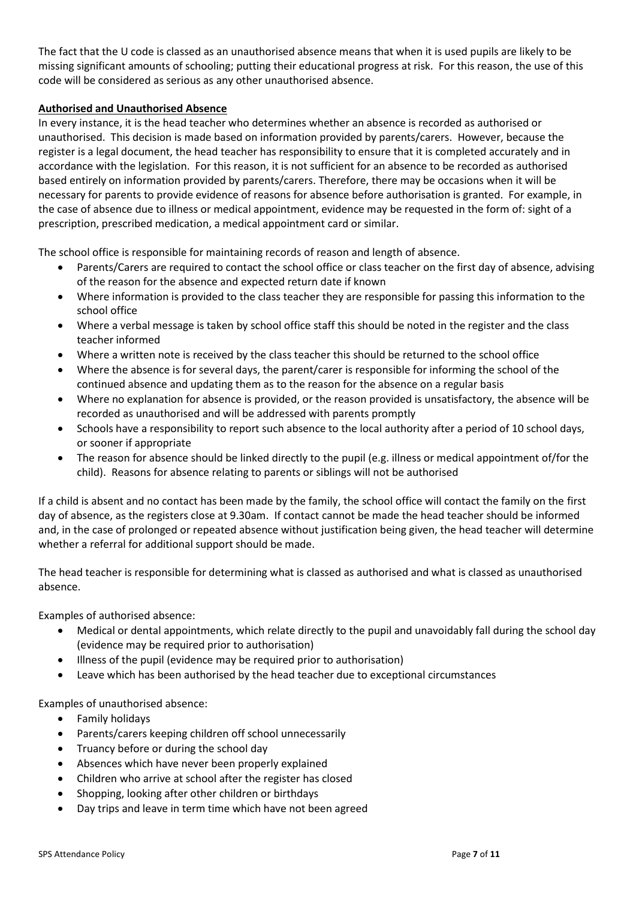The fact that the U code is classed as an unauthorised absence means that when it is used pupils are likely to be missing significant amounts of schooling; putting their educational progress at risk. For this reason, the use of this code will be considered as serious as any other unauthorised absence.

**Authorised and Unauthorised Absence**

In every instance, it is the head teacher who determines whether an absence is recorded as authorised or unauthorised. This decision is made based on information provided by parents/carers. However, because the register is a legal document, the head teacher has responsibility to ensure that it is completed accurately and in accordance with the legislation. For this reason, it is not sufficient for an absence to be recorded as authorised based entirely on information provided by parents/carers. Therefore, there may be occasions when it will be necessary for parents to provide evidence of reasons for absence before authorisation is granted. For example, in the case of absence due to illness or medical appointment, evidence may be requested in the form of: sight of a prescription, prescribed medication, a medical appointment card or similar.

The school office is responsible for maintaining records of reason and length of absence.

- Parents/Carers are required to contact the school office or class teacher on the first day of absence, advising of the reason for the absence and expected return date if known
- Where information is provided to the class teacher they are responsible for passing this information to the school office
- Where a verbal message is taken by school office staff this should be noted in the register and the class teacher informed
- Where a written note is received by the class teacher this should be returned to the school office
- Where the absence is for several days, the parent/carer is responsible for informing the school of the continued absence and updating them as to the reason for the absence on a regular basis
- Where no explanation for absence is provided, or the reason provided is unsatisfactory, the absence will be recorded as unauthorised and will be addressed with parents promptly
- Schools have a responsibility to report such absence to the local authority after a period of 10 school days, or sooner if appropriate
- The reason for absence should be linked directly to the pupil (e.g. illness or medical appointment of/for the child). Reasons for absence relating to parents or siblings will not be authorised

If a child is absent and no contact has been made by the family, the school office will contact the family on the first day of absence, as the registers close at 9.30am. If contact cannot be made the head teacher should be informed and, in the case of prolonged or repeated absence without justification being given, the head teacher will determine whether a referral for additional support should be made.

The head teacher is responsible for determining what is classed as authorised and what is classed as unauthorised absence.

Examples of authorised absence:

- Medical or dental appointments, which relate directly to the pupil and unavoidably fall during the school day (evidence may be required prior to authorisation)
- Illness of the pupil (evidence may be required prior to authorisation)
- Leave which has been authorised by the head teacher due to exceptional circumstances

Examples of unauthorised absence:

- Family holidays
- Parents/carers keeping children off school unnecessarily
- Truancy before or during the school day
- Absences which have never been properly explained
- Children who arrive at school after the register has closed
- Shopping, looking after other children or birthdays
- Day trips and leave in term time which have not been agreed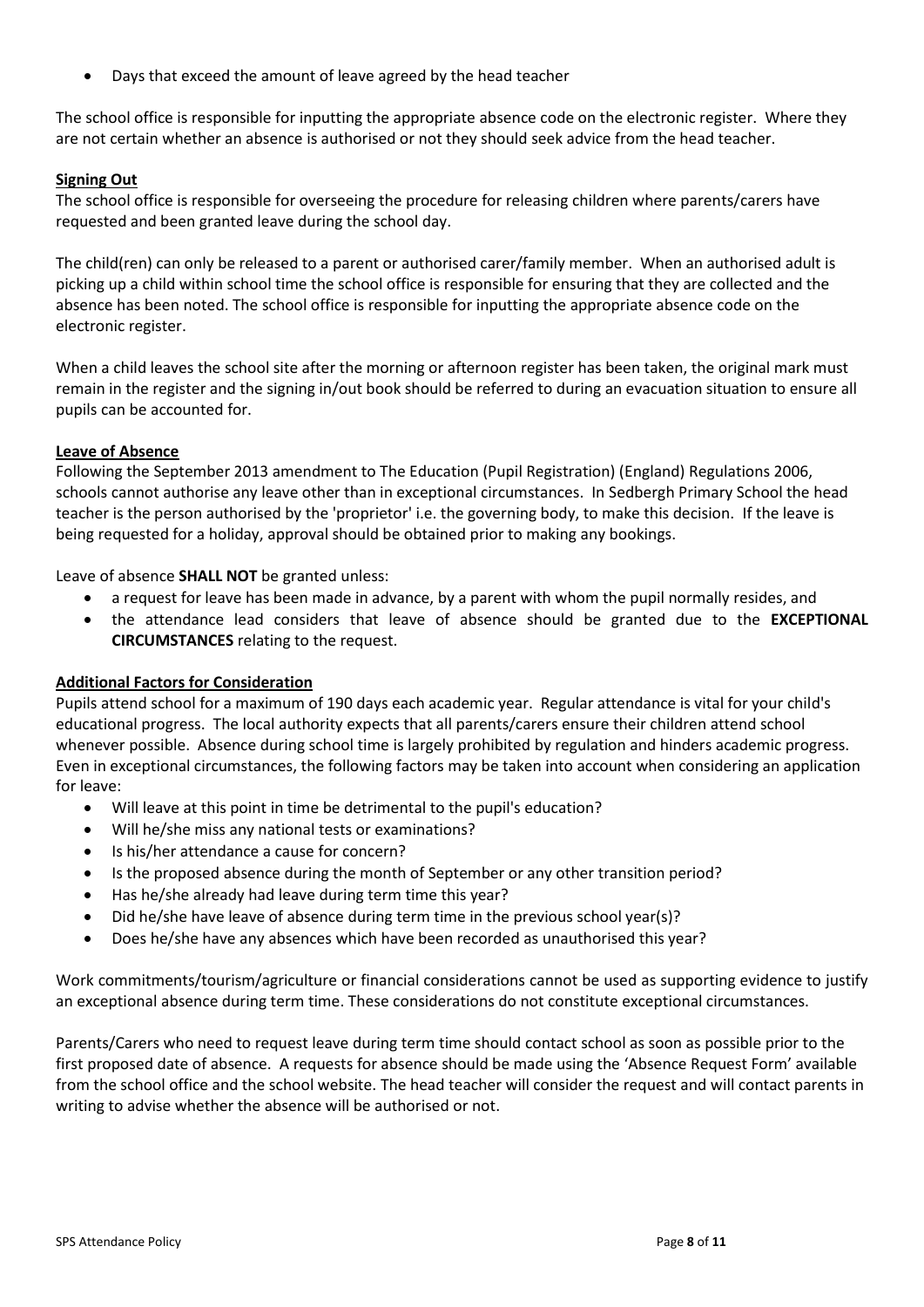- Days that exceed the amount of leave agreed by the head teacher

The school office is responsible for inputting the appropriate absence code on the electronic register. Where they are not certain whether an absence is authorised or not they should seek advice from the head teacher.

**Signing Out**

The school office is responsible for overseeing the procedure for releasing children where parents/carers have requested and been granted leave during the school day.

The child(ren) can only be released to a parent or authorised carer/family member. When an authorised adult is picking up a child within school time the school office is responsible for ensuring that they are collected and the absence has been noted. The school office is responsible for inputting the appropriate absence code on the electronic register.

When a child leaves the school site after the morning or afternoon register has been taken, the original mark must remain in the register and the signing in/out book should be referred to during an evacuation situation to ensure all pupils can be accounted for.

**Leave of Absence**

Following the September 2013 amendment to The Education (Pupil Registration) (England) Regulations 2006, schools cannot authorise any leave other than in exceptional circumstances. In Sedbergh Primary School the head teacher is the person authorised by the 'proprietor' i.e. the governing body, to make this decision. If the leave is being requested for a holiday, approval should be obtained prior to making any bookings.

Leave of absence **SHALL NOT** be granted unless:

- a request for leave has been made in advance, by a parent with whom the pupil normally resides, and
- the attendance lead considers that leave of absence should be granted due to the **EXCEPTIONAL CIRCUMSTANCES** relating to the request.

**Additional Factors for Consideration**

Pupils attend school for a maximum of 190 days each academic year. Regular attendance is vital for your child's educational progress. The local authority expects that all parents/carers ensure their children attend school whenever possible. Absence during school time is largely prohibited by regulation and hinders academic progress. Even in exceptional circumstances, the following factors may be taken into account when considering an application for leave:

- Will leave at this point in time be detrimental to the pupil's education?
- Will he/she miss any national tests or examinations?
- Is his/her attendance a cause for concern?
- Is the proposed absence during the month of September or any other transition period?
- Has he/she already had leave during term time this year?
- Did he/she have leave of absence during term time in the previous school year(s)?
- Does he/she have any absences which have been recorded as unauthorised this year?

Work commitments/tourism/agriculture or financial considerations cannot be used as supporting evidence to justify an exceptional absence during term time. These considerations do not constitute exceptional circumstances.

Parents/Carers who need to request leave during term time should contact school as soon as possible prior to the first proposed date of absence. A requests for absence should be made using the 'Absence Request Form' available from the school office and the school website. The head teacher will consider the request and will contact parents in writing to advise whether the absence will be authorised or not.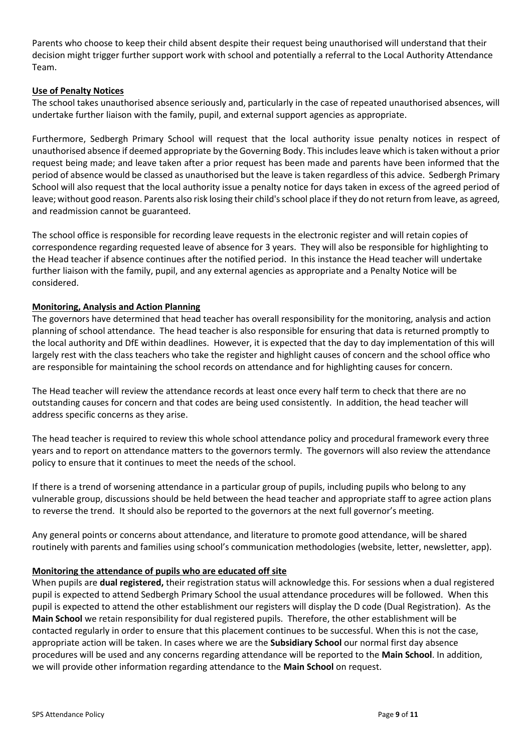Parents who choose to keep their child absent despite their request being unauthorised will understand that their decision might trigger further support work with school and potentially a referral to the Local Authority Attendance Team.

**Use of Penalty Notices**

The school takes unauthorised absence seriously and, particularly in the case of repeated unauthorised absences, will undertake further liaison with the family, pupil, and external support agencies as appropriate.

Furthermore, Sedbergh Primary School will request that the local authority issue penalty notices in respect of unauthorised absence if deemed appropriate by the Governing Body. This includes leave which is taken without a prior request being made; and leave taken after a prior request has been made and parents have been informed that the period of absence would be classed as unauthorised but the leave is taken regardless of this advice. Sedbergh Primary School will also request that the local authority issue a penalty notice for days taken in excess of the agreed period of leave; without good reason. Parents also risk losing their child's school place if they do not return from leave, as agreed, and readmission cannot be guaranteed.

The school office is responsible for recording leave requests in the electronic register and will retain copies of correspondence regarding requested leave of absence for 3 years. They will also be responsible for highlighting to the Head teacher if absence continues after the notified period. In this instance the Head teacher will undertake further liaison with the family, pupil, and any external agencies as appropriate and a Penalty Notice will be considered.

**Monitoring, Analysis and Action Planning**

The governors have determined that head teacher has overall responsibility for the monitoring, analysis and action planning of school attendance. The head teacher is also responsible for ensuring that data is returned promptly to the local authority and DfE within deadlines. However, it is expected that the day to day implementation of this will largely rest with the class teachers who take the register and highlight causes of concern and the school office who are responsible for maintaining the school records on attendance and for highlighting causes for concern.

The Head teacher will review the attendance records at least once every half term to check that there are no outstanding causes for concern and that codes are being used consistently. In addition, the head teacher will address specific concerns as they arise.

The head teacher is required to review this whole school attendance policy and procedural framework every three years and to report on attendance matters to the governors termly. The governors will also review the attendance policy to ensure that it continues to meet the needs of the school.

If there is a trend of worsening attendance in a particular group of pupils, including pupils who belong to any vulnerable group, discussions should be held between the head teacher and appropriate staff to agree action plans to reverse the trend. It should also be reported to the governors at the next full governor's meeting.

Any general points or concerns about attendance, and literature to promote good attendance, will be shared routinely with parents and families using school's communication methodologies (website, letter, newsletter, app).

**Monitoring the attendance of pupils who are educated off site**

When pupils are **dual registered,** their registration status will acknowledge this. For sessions when a dual registered pupil is expected to attend Sedbergh Primary School the usual attendance procedures will be followed. When this pupil is expected to attend the other establishment our registers will display the D code (Dual Registration). As the **Main School** we retain responsibility for dual registered pupils. Therefore, the other establishment will be contacted regularly in order to ensure that this placement continues to be successful. When this is not the case, appropriate action will be taken. In cases where we are the **Subsidiary School** our normal first day absence procedures will be used and any concerns regarding attendance will be reported to the **Main School**. In addition, we will provide other information regarding attendance to the **Main School** on request.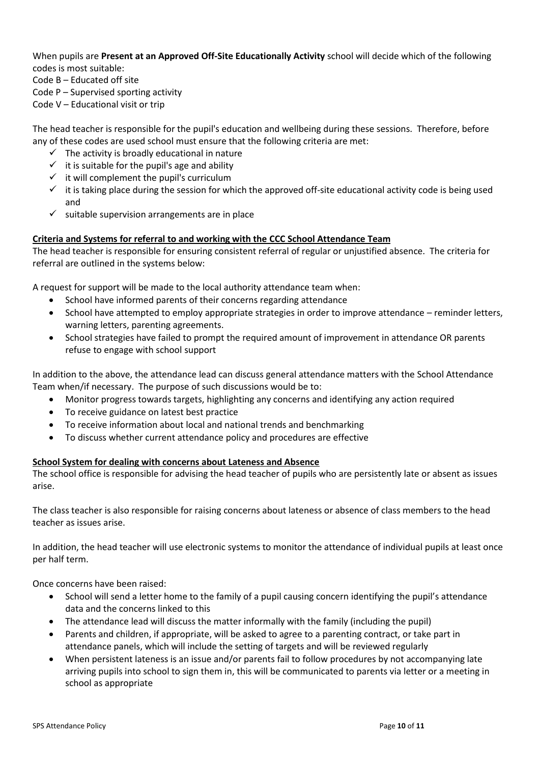When pupils are **Present at an Approved Off-Site Educationally Activity** school will decide which of the following codes is most suitable:
Code B – Educated off site
Code P – Supervised sporting activity
Code V – Educational visit or trip

The head teacher is responsible for the pupil's education and wellbeing during these sessions. Therefore, before any of these codes are used school must ensure that the following criteria are met:

- ✓ The activity is broadly educational in nature
- ✓ it is suitable for the pupil's age and ability
- ✓ it will complement the pupil's curriculum
- ✓ it is taking place during the session for which the approved off-site educational activity code is being used and
- ✓ suitable supervision arrangements are in place

**Criteria and Systems for referral to and working with the CCC School Attendance Team**

The head teacher is responsible for ensuring consistent referral of regular or unjustified absence. The criteria for referral are outlined in the systems below:

A request for support will be made to the local authority attendance team when:

- School have informed parents of their concerns regarding attendance
- School have attempted to employ appropriate strategies in order to improve attendance – reminder letters, warning letters, parenting agreements.
- School strategies have failed to prompt the required amount of improvement in attendance OR parents refuse to engage with school support

In addition to the above, the attendance lead can discuss general attendance matters with the School Attendance Team when/if necessary. The purpose of such discussions would be to:

- Monitor progress towards targets, highlighting any concerns and identifying any action required
- To receive guidance on latest best practice
- To receive information about local and national trends and benchmarking
- To discuss whether current attendance policy and procedures are effective

**School System for dealing with concerns about Lateness and Absence**

The school office is responsible for advising the head teacher of pupils who are persistently late or absent as issues arise.

The class teacher is also responsible for raising concerns about lateness or absence of class members to the head teacher as issues arise.

In addition, the head teacher will use electronic systems to monitor the attendance of individual pupils at least once per half term.

Once concerns have been raised:

- School will send a letter home to the family of a pupil causing concern identifying the pupil's attendance data and the concerns linked to this
- The attendance lead will discuss the matter informally with the family (including the pupil)
- Parents and children, if appropriate, will be asked to agree to a parenting contract, or take part in attendance panels, which will include the setting of targets and will be reviewed regularly
- When persistent lateness is an issue and/or parents fail to follow procedures by not accompanying late arriving pupils into school to sign them in, this will be communicated to parents via letter or a meeting in school as appropriate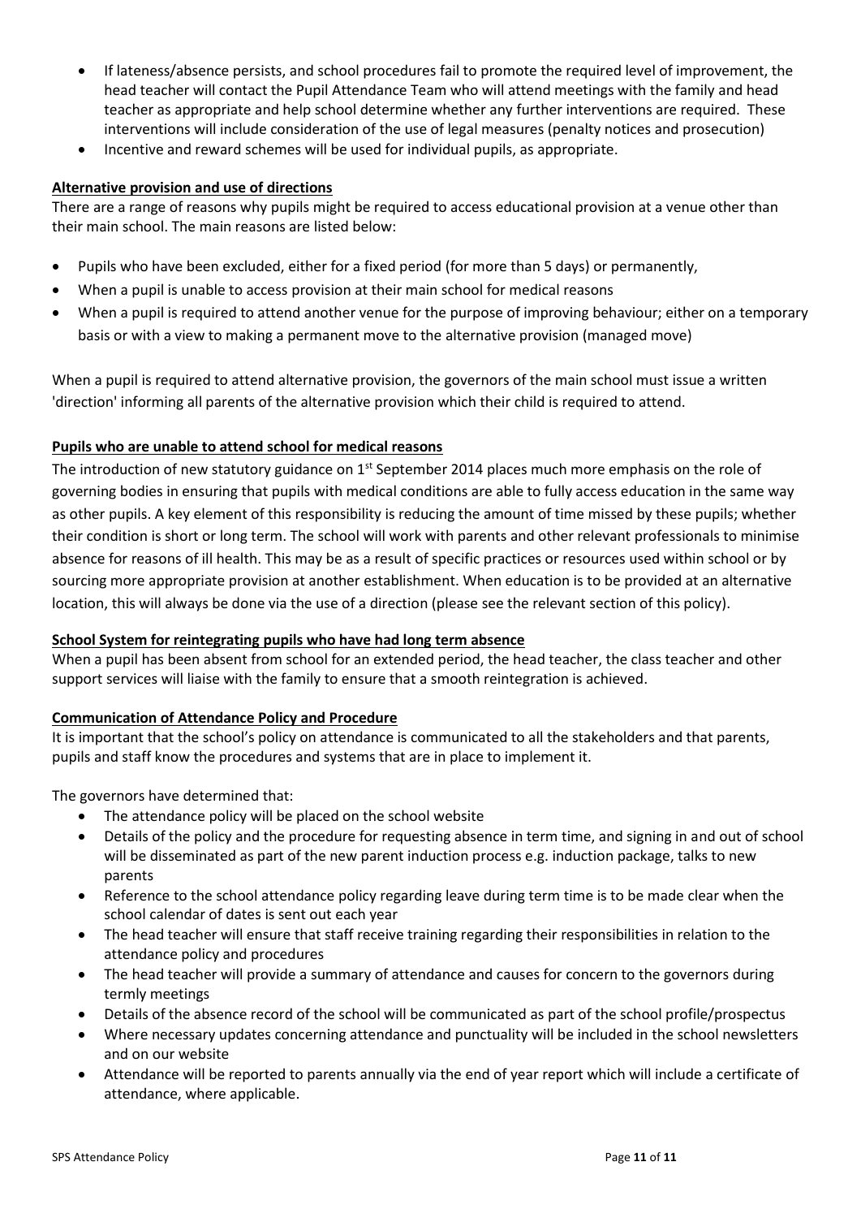- If lateness/absence persists, and school procedures fail to promote the required level of improvement, the head teacher will contact the Pupil Attendance Team who will attend meetings with the family and head teacher as appropriate and help school determine whether any further interventions are required. These interventions will include consideration of the use of legal measures (penalty notices and prosecution)
- Incentive and reward schemes will be used for individual pupils, as appropriate.

**Alternative provision and use of directions**

There are a range of reasons why pupils might be required to access educational provision at a venue other than their main school. The main reasons are listed below:

- Pupils who have been excluded, either for a fixed period (for more than 5 days) or permanently,
- When a pupil is unable to access provision at their main school for medical reasons
- When a pupil is required to attend another venue for the purpose of improving behaviour; either on a temporary basis or with a view to making a permanent move to the alternative provision (managed move)

When a pupil is required to attend alternative provision, the governors of the main school must issue a written 'direction' informing all parents of the alternative provision which their child is required to attend.

**Pupils who are unable to attend school for medical reasons**

The introduction of new statutory guidance on 1st September 2014 places much more emphasis on the role of governing bodies in ensuring that pupils with medical conditions are able to fully access education in the same way as other pupils. A key element of this responsibility is reducing the amount of time missed by these pupils; whether their condition is short or long term. The school will work with parents and other relevant professionals to minimise absence for reasons of ill health. This may be as a result of specific practices or resources used within school or by sourcing more appropriate provision at another establishment. When education is to be provided at an alternative location, this will always be done via the use of a direction (please see the relevant section of this policy).

**School System for reintegrating pupils who have had long term absence**

When a pupil has been absent from school for an extended period, the head teacher, the class teacher and other support services will liaise with the family to ensure that a smooth reintegration is achieved.

**Communication of Attendance Policy and Procedure**

It is important that the school's policy on attendance is communicated to all the stakeholders and that parents, pupils and staff know the procedures and systems that are in place to implement it.

The governors have determined that:

- The attendance policy will be placed on the school website
- Details of the policy and the procedure for requesting absence in term time, and signing in and out of school will be disseminated as part of the new parent induction process e.g. induction package, talks to new parents
- Reference to the school attendance policy regarding leave during term time is to be made clear when the school calendar of dates is sent out each year
- The head teacher will ensure that staff receive training regarding their responsibilities in relation to the attendance policy and procedures
- The head teacher will provide a summary of attendance and causes for concern to the governors during termly meetings
- Details of the absence record of the school will be communicated as part of the school profile/prospectus
- Where necessary updates concerning attendance and punctuality will be included in the school newsletters and on our website
- Attendance will be reported to parents annually via the end of year report which will include a certificate of attendance, where applicable.